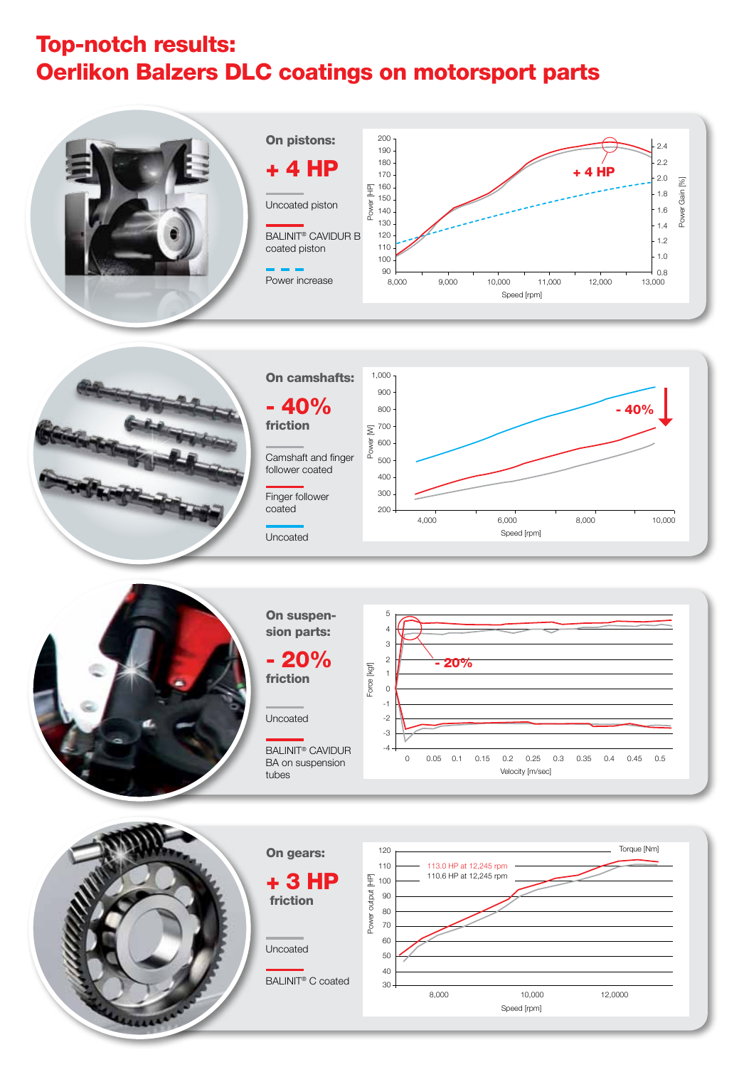# Top-notch results:
# Oerlikon Balzers DLC coatings on motorsport parts

## On pistons:

**+ 4 HP**

Uncoated piston

BALINIT® CAVIDUR B coated piston

Power increase

Power [HP] — Power Gain [%] — Speed [rpm]

+ 4 HP

## On camshafts:

**- 40%**

**friction**

Camshaft and finger follower coated

Finger follower coated

Uncoated

Power [W] — Speed [rpm]

- 40%

## On suspension parts:

**- 20%**

**friction**

Uncoated

BALINIT® CAVIDUR BA on suspension tubes

Force [kgf] — Velocity [m/sec]

- 20%

## On gears:

**+ 3 HP**

**friction**

Uncoated

BALINIT® C coated

Power output [HP] — Torque [Nm] — Speed [rpm]

113.0 HP at 12,245 rpm

110.6 HP at 12,245 rpm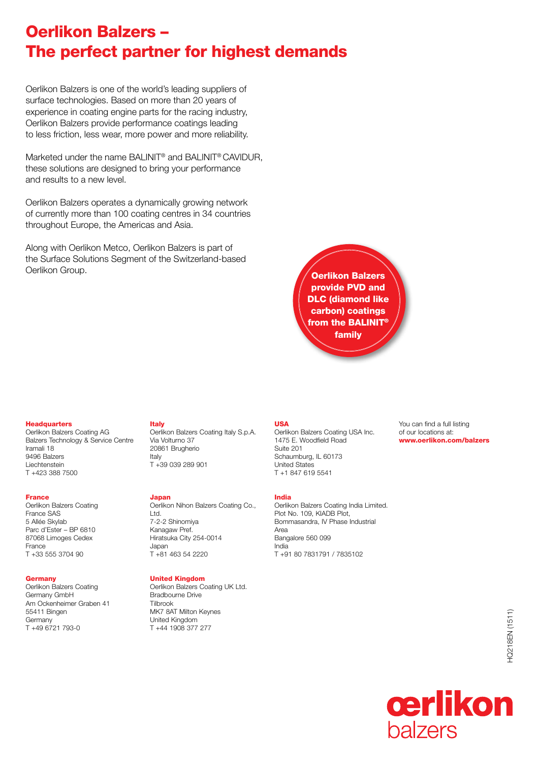# Oerlikon Balzers – The perfect partner for highest demands

Oerlikon Balzers is one of the world's leading suppliers of surface technologies. Based on more than 20 years of experience in coating engine parts for the racing industry, Oerlikon Balzers provide performance coatings leading to less friction, less wear, more power and more reliability.

Marketed under the name BALINIT® and BALINIT® CAVIDUR, these solutions are designed to bring your performance and results to a new level.

Oerlikon Balzers operates a dynamically growing network of currently more than 100 coating centres in 34 countries throughout Europe, the Americas and Asia.

Along with Oerlikon Metco, Oerlikon Balzers is part of the Surface Solutions Segment of the Switzerland-based Oerlikon Group.

**Oerlikon Balzers provide PVD and DLC (diamond like carbon) coatings from the BALINIT® family**

**Headquarters**
Oerlikon Balzers Coating AG
Balzers Technology & Service Centre
Iramali 18
9496 Balzers
Liechtenstein
T +423 388 7500

**France**
Oerlikon Balzers Coating France SAS
5 Allée Skylab
Parc d'Ester – BP 6810
87068 Limoges Cedex
France
T +33 555 3704 90

**Germany**
Oerlikon Balzers Coating Germany GmbH
Am Ockenheimer Graben 41
55411 Bingen
Germany
T +49 6721 793-0

**Italy**
Oerlikon Balzers Coating Italy S.p.A.
Via Volturno 37
20861 Brugherio
Italy
T +39 039 289 901

**Japan**
Oerlikon Nihon Balzers Coating Co., Ltd.
7-2-2 Shinomiya
Kanagaw Pref.
Hiratsuka City 254-0014
Japan
T +81 463 54 2220

**United Kingdom**
Oerlikon Balzers Coating UK Ltd.
Bradbourne Drive
Tilbrook
MK7 8AT Milton Keynes
United Kingdom
T +44 1908 377 277

**USA**
Oerlikon Balzers Coating USA Inc.
1475 E. Woodfield Road
Suite 201
Schaumburg, IL 60173
United States
T +1 847 619 5541

**India**
Oerlikon Balzers Coating India Limited.
Plot No. 109, KIADB Plot,
Bommasandra, IV Phase Industrial Area
Bangalore 560 099
India
T +91 80 7831791 / 7835102

You can find a full listing of our locations at:
**www.oerlikon.com/balzers**

HQ218EN (1511)

oerlikon balzers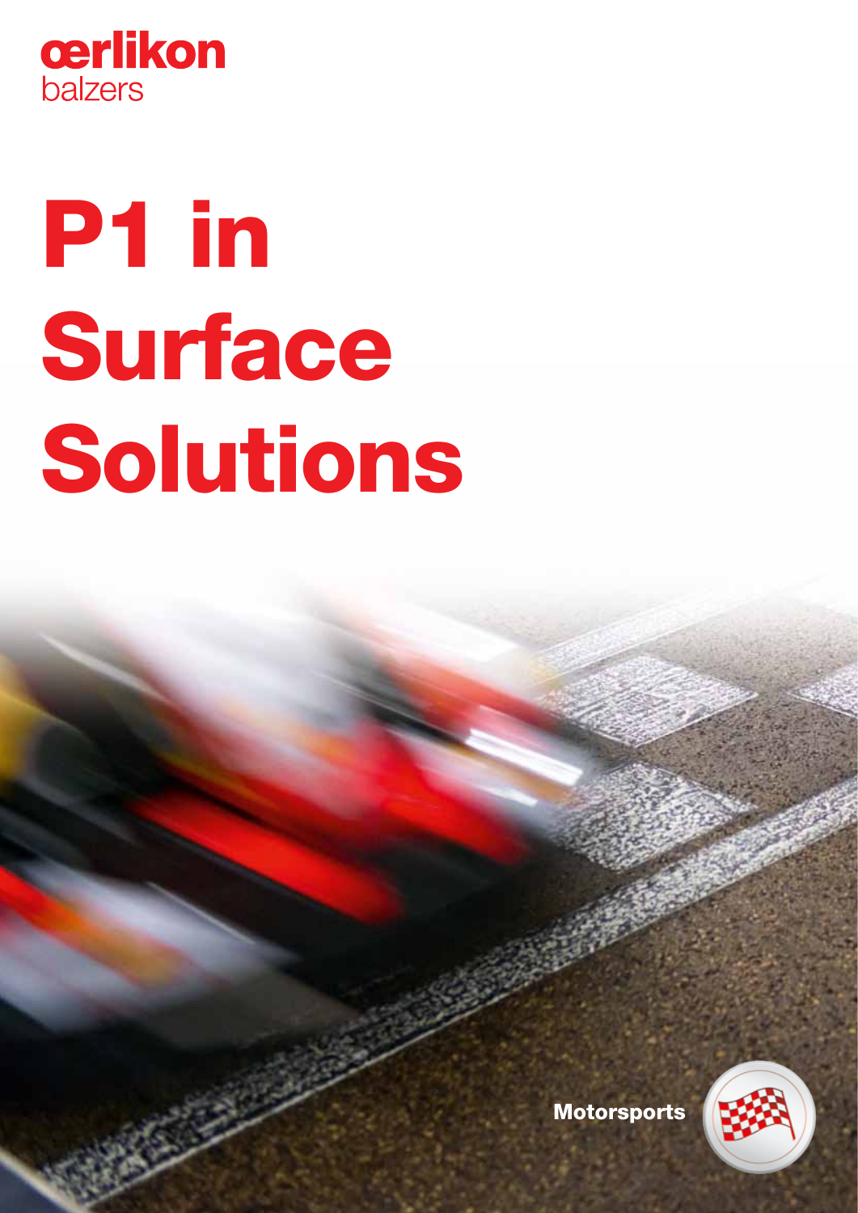oerlikon
balzers

# P1 in Surface Solutions

Motorsports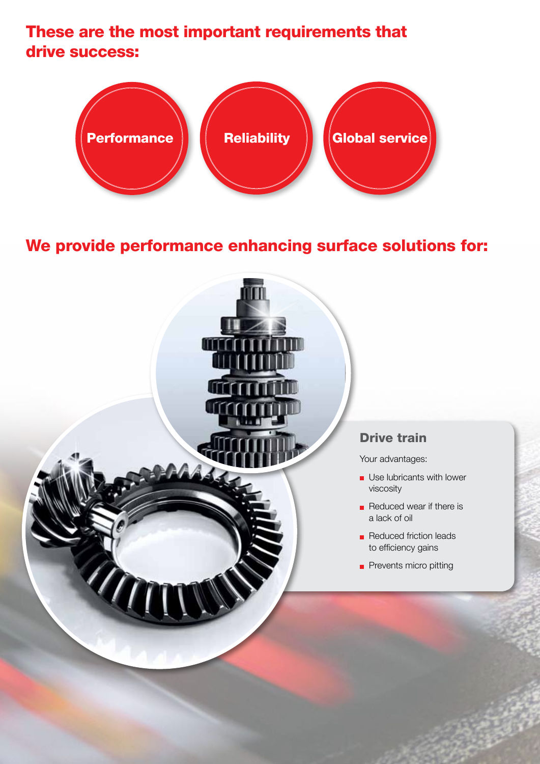## These are the most important requirements that drive success:

- Performance
- Reliability
- Global service

## We provide performance enhancing surface solutions for:

### Drive train

Your advantages:

- Use lubricants with lower viscosity
- Reduced wear if there is a lack of oil
- Reduced friction leads to efficiency gains
- Prevents micro pitting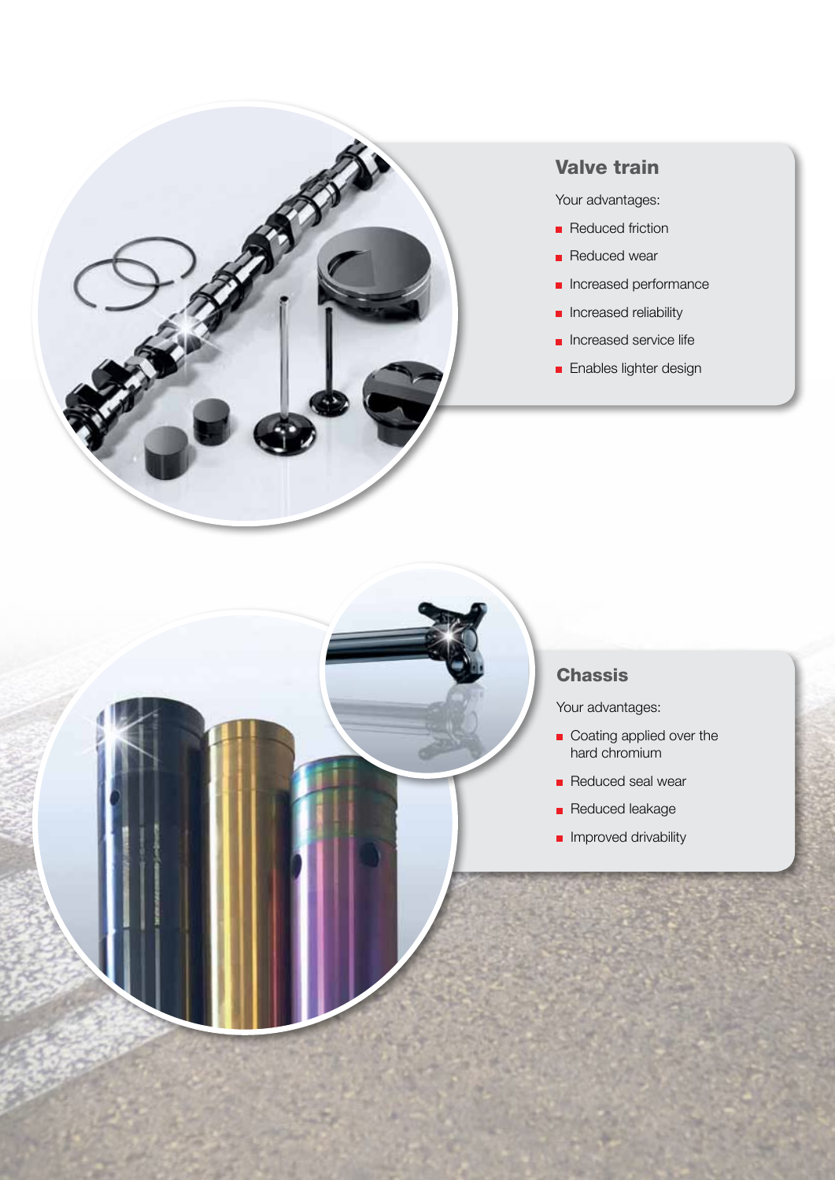## Valve train

Your advantages:

- Reduced friction
- Reduced wear
- Increased performance
- Increased reliability
- Increased service life
- Enables lighter design

## Chassis

Your advantages:

- Coating applied over the hard chromium
- Reduced seal wear
- Reduced leakage
- Improved drivability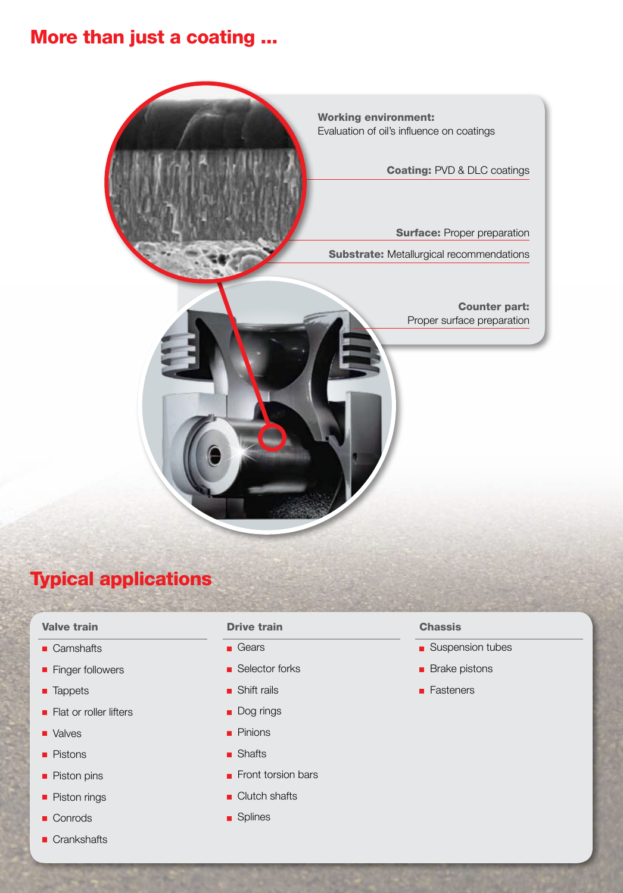# More than just a coating ...

**Working environment:** Evaluation of oil's influence on coatings

**Coating:** PVD & DLC coatings

**Surface:** Proper preparation

**Substrate:** Metallurgical recommendations

**Counter part:** Proper surface preparation

# Typical applications

### Valve train

- Camshafts
- Finger followers
- Tappets
- Flat or roller lifters
- Valves
- Pistons
- Piston pins
- Piston rings
- Conrods
- Crankshafts

### Drive train

- Gears
- Selector forks
- Shift rails
- Dog rings
- Pinions
- Shafts
- Front torsion bars
- Clutch shafts
- Splines

### Chassis

- Suspension tubes
- Brake pistons
- Fasteners